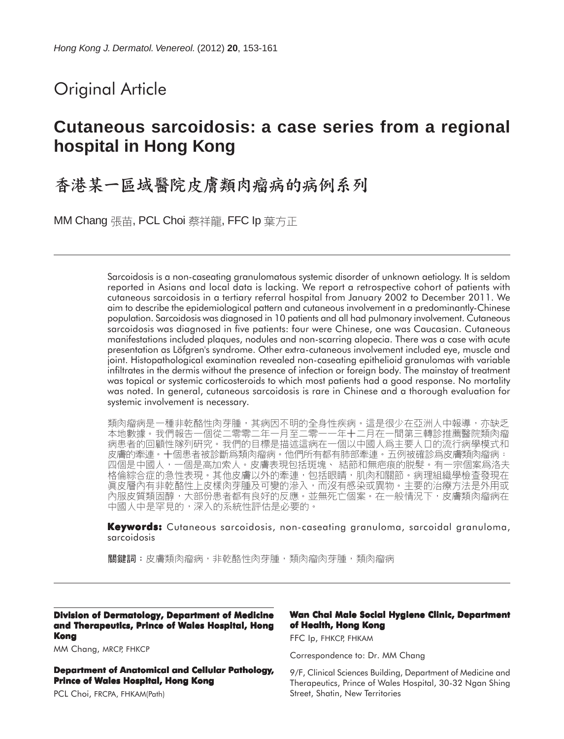Original Article

# Cutaneous sarcoidosis: a case series from a regional hospital in Hong Kong

# 香港某一區域醫院皮膚類肉瘤病的病例系列

MM Chang 張苗, PCL Choi 蔡祥龍, FFC Ip 葉方正

Sarcoidosis is a non-caseating granulomatous systemic disorder of unknown aetiology. It is seldom reported in Asians and local data is lacking. We report a retrospective cohort of patients with cutaneous sarcoidosis in a tertiary referral hospital from January 2002 to December 2011. We aim to describe the epidemiological pattern and cutaneous involvement in a predominantly-Chinese population. Sarcoidosis was diagnosed in 10 patients and all had pulmonary involvement. Cutaneous sarcoidosis was diagnosed in five patients: four were Chinese, one was Caucasian. Cutaneous manifestations included plaques, nodules and non-scarring alopecia. There was a case with acute presentation as Löfgren's syndrome. Other extra-cutaneous involvement included eye, muscle and joint. Histopathological examination revealed non-caseating epithelioid granulomas with variable infiltrates in the dermis without the presence of infection or foreign body. The mainstay of treatment was topical or systemic corticosteroids to which most patients had a good response. No mortality was noted. In general, cutaneous sarcoidosis is rare in Chinese and a thorough evaluation for systemic involvement is necessary.

類肉瘤病是一種非乾酪性肉芽腫，其病因不明的全身性疾病。這是很少在亞洲人中報導，亦缺乏本地數據。我們報告一個從二零零二年一月至二零一一年十二月在一間第三轉診推薦醫院類肉瘤病患者的回顧性隊列研究。我們的目標是描述這病在一個以中國人為主要人口的流行病學模式和皮膚的牽連。十個患者被診斷為類肉瘤病。他們所有都有肺部牽連。五例被確診為皮膚類肉瘤病：四個是中國人，一個是高加索人。皮膚表現包括斑塊、結節和無疤痕的脫髮。有一宗個案為洛夫格倫綜合症的急性表現。其他皮膚以外的牽連，包括眼睛，肌肉和關節。病理組織學檢查發現在真皮層內有非乾酪性上皮樣肉芽腫及可變的滲入，而沒有感染或異物。主要的治療方法是外用或內服皮質類固醇，大部份患者都有良好的反應。並無死亡個案。在一般情況下，皮膚類肉瘤病在中國人中是罕見的，深入的系統性評估是必要的。

**Keywords:** Cutaneous sarcoidosis, non-caseating granuloma, sarcoidal granuloma, sarcoidosis

**關鍵詞：**皮膚類肉瘤病，非乾酪性肉芽腫，類肉瘤肉芽腫，類肉瘤病

---

**Division of Dermatology, Department of Medicine and Therapeutics, Prince of Wales Hospital, Hong Kong**

MM Chang, MRCP, FHKCP

**Department of Anatomical and Cellular Pathology, Prince of Wales Hospital, Hong Kong**

PCL Choi, FRCPA, FHKAM(Path)

**Wan Chai Male Social Hygiene Clinic, Department of Health, Hong Kong**

FFC Ip, FHKCP, FHKAM

Correspondence to: Dr. MM Chang

9/F, Clinical Sciences Building, Department of Medicine and Therapeutics, Prince of Wales Hospital, 30-32 Ngan Shing Street, Shatin, New Territories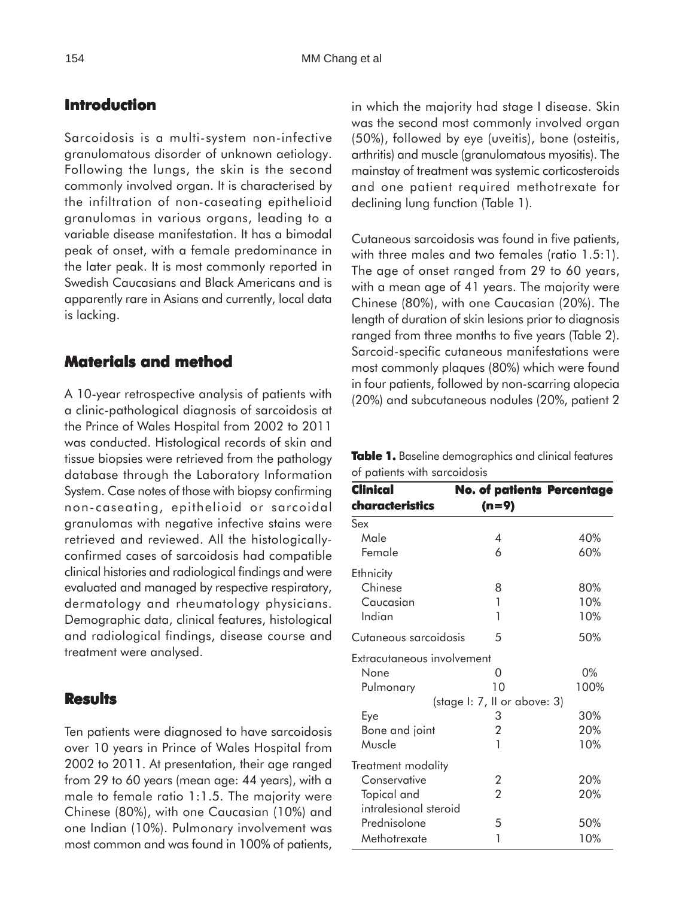## Introduction

Sarcoidosis is a multi-system non-infective granulomatous disorder of unknown aetiology. Following the lungs, the skin is the second commonly involved organ. It is characterised by the infiltration of non-caseating epithelioid granulomas in various organs, leading to a variable disease manifestation. It has a bimodal peak of onset, with a female predominance in the later peak. It is most commonly reported in Swedish Caucasians and Black Americans and is apparently rare in Asians and currently, local data is lacking.

## Materials and method

A 10-year retrospective analysis of patients with a clinic-pathological diagnosis of sarcoidosis at the Prince of Wales Hospital from 2002 to 2011 was conducted. Histological records of skin and tissue biopsies were retrieved from the pathology database through the Laboratory Information System. Case notes of those with biopsy confirming non-caseating, epithelioid or sarcoidal granulomas with negative infective stains were retrieved and reviewed. All the histologically-confirmed cases of sarcoidosis had compatible clinical histories and radiological findings and were evaluated and managed by respective respiratory, dermatology and rheumatology physicians. Demographic data, clinical features, histological and radiological findings, disease course and treatment were analysed.

## Results

Ten patients were diagnosed to have sarcoidosis over 10 years in Prince of Wales Hospital from 2002 to 2011. At presentation, their age ranged from 29 to 60 years (mean age: 44 years), with a male to female ratio 1:1.5. The majority were Chinese (80%), with one Caucasian (10%) and one Indian (10%). Pulmonary involvement was most common and was found in 100% of patients, in which the majority had stage I disease. Skin was the second most commonly involved organ (50%), followed by eye (uveitis), bone (osteitis, arthritis) and muscle (granulomatous myositis). The mainstay of treatment was systemic corticosteroids and one patient required methotrexate for declining lung function (Table 1).

Cutaneous sarcoidosis was found in five patients, with three males and two females (ratio 1.5:1). The age of onset ranged from 29 to 60 years, with a mean age of 41 years. The majority were Chinese (80%), with one Caucasian (20%). The length of duration of skin lesions prior to diagnosis ranged from three months to five years (Table 2). Sarcoid-specific cutaneous manifestations were most commonly plaques (80%) which were found in four patients, followed by non-scarring alopecia (20%) and subcutaneous nodules (20%, patient 2

**Table 1.** Baseline demographics and clinical features of patients with sarcoidosis

| Clinical characteristics | No. of patients (n=9) | Percentage |
|---|---|---|
| Sex | | |
| Male | 4 | 40% |
| Female | 6 | 60% |
| Ethnicity | | |
| Chinese | 8 | 80% |
| Caucasian | 1 | 10% |
| Indian | 1 | 10% |
| Cutaneous sarcoidosis | 5 | 50% |
| Extracutaneous involvement | | |
| None | 0 | 0% |
| Pulmonary | 10 (stage I: 7, II or above: 3) | 100% |
| Eye | 3 | 30% |
| Bone and joint | 2 | 20% |
| Muscle | 1 | 10% |
| Treatment modality | | |
| Conservative | 2 | 20% |
| Topical and intralesional steroid | 2 | 20% |
| Prednisolone | 5 | 50% |
| Methotrexate | 1 | 10% |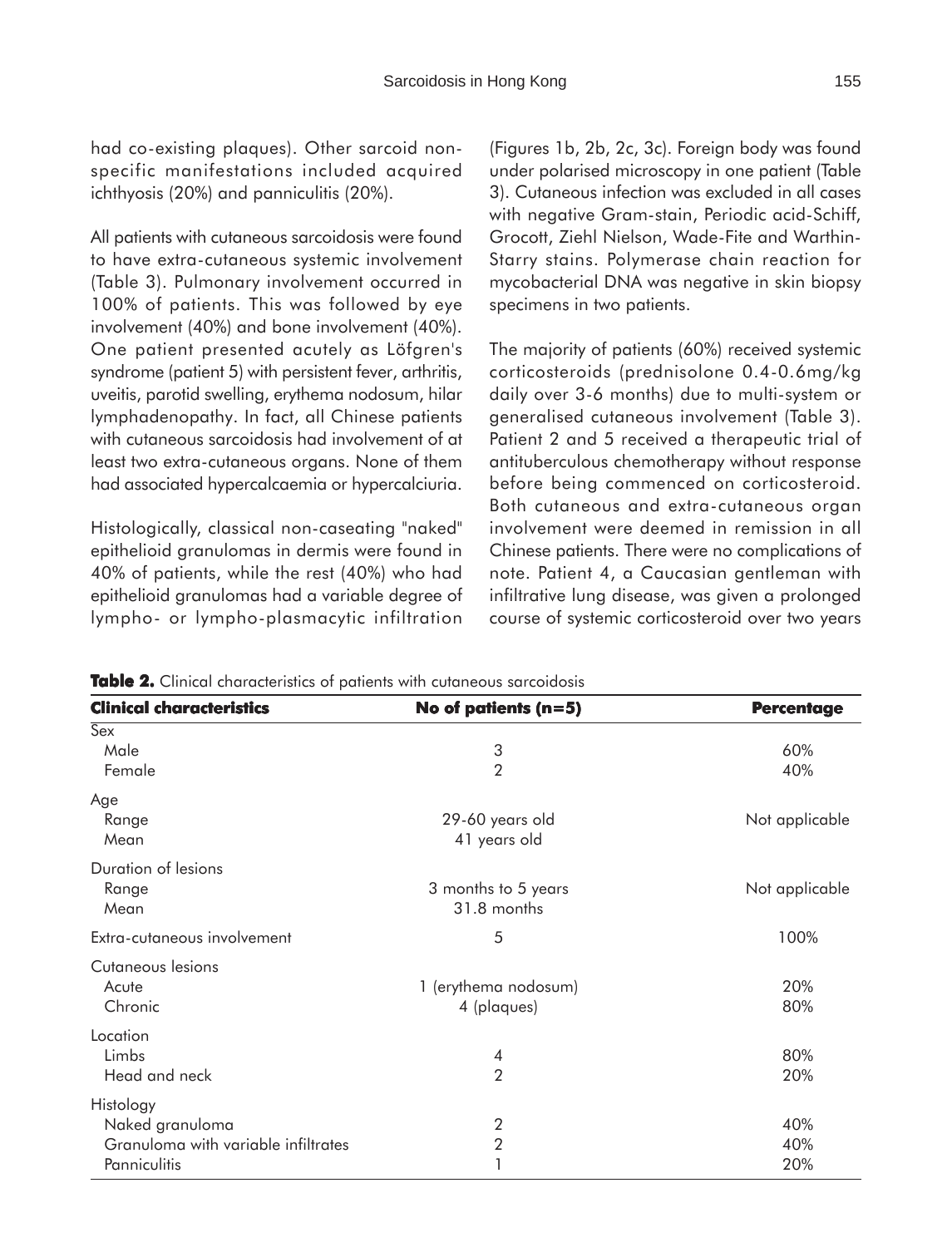had co-existing plaques). Other sarcoid non-specific manifestations included acquired ichthyosis (20%) and panniculitis (20%).

All patients with cutaneous sarcoidosis were found to have extra-cutaneous systemic involvement (Table 3). Pulmonary involvement occurred in 100% of patients. This was followed by eye involvement (40%) and bone involvement (40%). One patient presented acutely as Löfgren's syndrome (patient 5) with persistent fever, arthritis, uveitis, parotid swelling, erythema nodosum, hilar lymphadenopathy. In fact, all Chinese patients with cutaneous sarcoidosis had involvement of at least two extra-cutaneous organs. None of them had associated hypercalcaemia or hypercalciuria.

Histologically, classical non-caseating "naked" epithelioid granulomas in dermis were found in 40% of patients, while the rest (40%) who had epithelioid granulomas had a variable degree of lympho- or lympho-plasmacytic infiltration (Figures 1b, 2b, 2c, 3c). Foreign body was found under polarised microscopy in one patient (Table 3). Cutaneous infection was excluded in all cases with negative Gram-stain, Periodic acid-Schiff, Grocott, Ziehl Nielson, Wade-Fite and Warthin-Starry stains. Polymerase chain reaction for mycobacterial DNA was negative in skin biopsy specimens in two patients.

The majority of patients (60%) received systemic corticosteroids (prednisolone 0.4-0.6mg/kg daily over 3-6 months) due to multi-system or generalised cutaneous involvement (Table 3). Patient 2 and 5 received a therapeutic trial of antituberculous chemotherapy without response before being commenced on corticosteroid. Both cutaneous and extra-cutaneous organ involvement were deemed in remission in all Chinese patients. There were no complications of note. Patient 4, a Caucasian gentleman with infiltrative lung disease, was given a prolonged course of systemic corticosteroid over two years

**Table 2.** Clinical characteristics of patients with cutaneous sarcoidosis

| Clinical characteristics | No of patients (n=5) | Percentage |
|---|---|---|
| Sex | | |
| Male | 3 | 60% |
| Female | 2 | 40% |
| Age | | |
| Range | 29-60 years old | Not applicable |
| Mean | 41 years old | |
| Duration of lesions | | |
| Range | 3 months to 5 years | Not applicable |
| Mean | 31.8 months | |
| Extra-cutaneous involvement | 5 | 100% |
| Cutaneous lesions | | |
| Acute | 1 (erythema nodosum) | 20% |
| Chronic | 4 (plaques) | 80% |
| Location | | |
| Limbs | 4 | 80% |
| Head and neck | 2 | 20% |
| Histology | | |
| Naked granuloma | 2 | 40% |
| Granuloma with variable infiltrates | 2 | 40% |
| Panniculitis | 1 | 20% |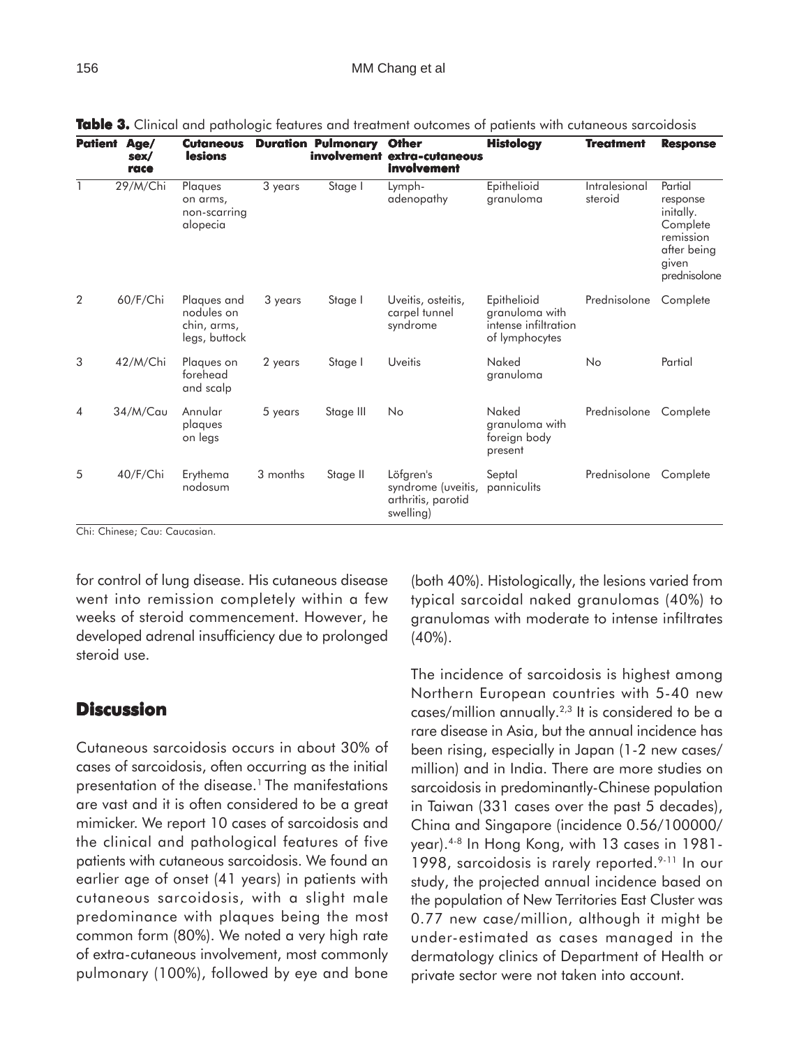**Table 3.** Clinical and pathologic features and treatment outcomes of patients with cutaneous sarcoidosis

| Patient | Age/ sex/ race | Cutaneous lesions | Duration | Pulmonary involvement | Other extra-cutaneous involvement | Histology | Treatment | Response |
|---|---|---|---|---|---|---|---|---|
| 1 | 29/M/Chi | Plaques on arms, non-scarring alopecia | 3 years | Stage I | Lymph-adenopathy | Epithelioid granuloma | Intralesional steroid | Partial response initally. Complete remission after being given prednisolone |
| 2 | 60/F/Chi | Plaques and nodules on chin, arms, legs, buttock | 3 years | Stage I | Uveitis, osteitis, carpel tunnel syndrome | Epithelioid granuloma with intense infiltration of lymphocytes | Prednisolone | Complete |
| 3 | 42/M/Chi | Plaques on forehead and scalp | 2 years | Stage I | Uveitis | Naked granuloma | No | Partial |
| 4 | 34/M/Cau | Annular plaques on legs | 5 years | Stage III | No | Naked granuloma with foreign body present | Prednisolone | Complete |
| 5 | 40/F/Chi | Erythema nodosum | 3 months | Stage II | Löfgren's syndrome (uveitis, arthritis, parotid swelling) | Septal panniculits | Prednisolone | Complete |

Chi: Chinese; Cau: Caucasian.

for control of lung disease. His cutaneous disease went into remission completely within a few weeks of steroid commencement. However, he developed adrenal insufficiency due to prolonged steroid use.

## Discussion

Cutaneous sarcoidosis occurs in about 30% of cases of sarcoidosis, often occurring as the initial presentation of the disease.[1] The manifestations are vast and it is often considered to be a great mimicker. We report 10 cases of sarcoidosis and the clinical and pathological features of five patients with cutaneous sarcoidosis. We found an earlier age of onset (41 years) in patients with cutaneous sarcoidosis, with a slight male predominance with plaques being the most common form (80%). We noted a very high rate of extra-cutaneous involvement, most commonly pulmonary (100%), followed by eye and bone (both 40%). Histologically, the lesions varied from typical sarcoidal naked granulomas (40%) to granulomas with moderate to intense infiltrates (40%).

The incidence of sarcoidosis is highest among Northern European countries with 5-40 new cases/million annually.[2,3] It is considered to be a rare disease in Asia, but the annual incidence has been rising, especially in Japan (1-2 new cases/ million) and in India. There are more studies on sarcoidosis in predominantly-Chinese population in Taiwan (331 cases over the past 5 decades), China and Singapore (incidence 0.56/100000/ year).[4-8] In Hong Kong, with 13 cases in 1981-1998, sarcoidosis is rarely reported.[9-11] In our study, the projected annual incidence based on the population of New Territories East Cluster was 0.77 new case/million, although it might be under-estimated as cases managed in the dermatology clinics of Department of Health or private sector were not taken into account.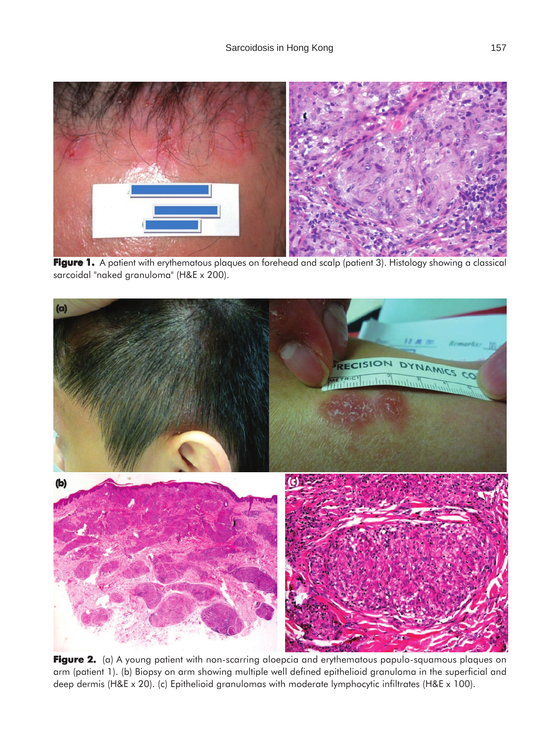**Figure 1.** A patient with erythematous plaques on forehead and scalp (patient 3). Histology showing a classical sarcoidal "naked granuloma" (H&E x 200).

**Figure 2.** (a) A young patient with non-scarring aloepcia and erythematous papulo-squamous plaques on arm (patient 1). (b) Biopsy on arm showing multiple well defined epithelioid granuloma in the superficial and deep dermis (H&E x 20). (c) Epithelioid granulomas with moderate lymphocytic infiltrates (H&E x 100).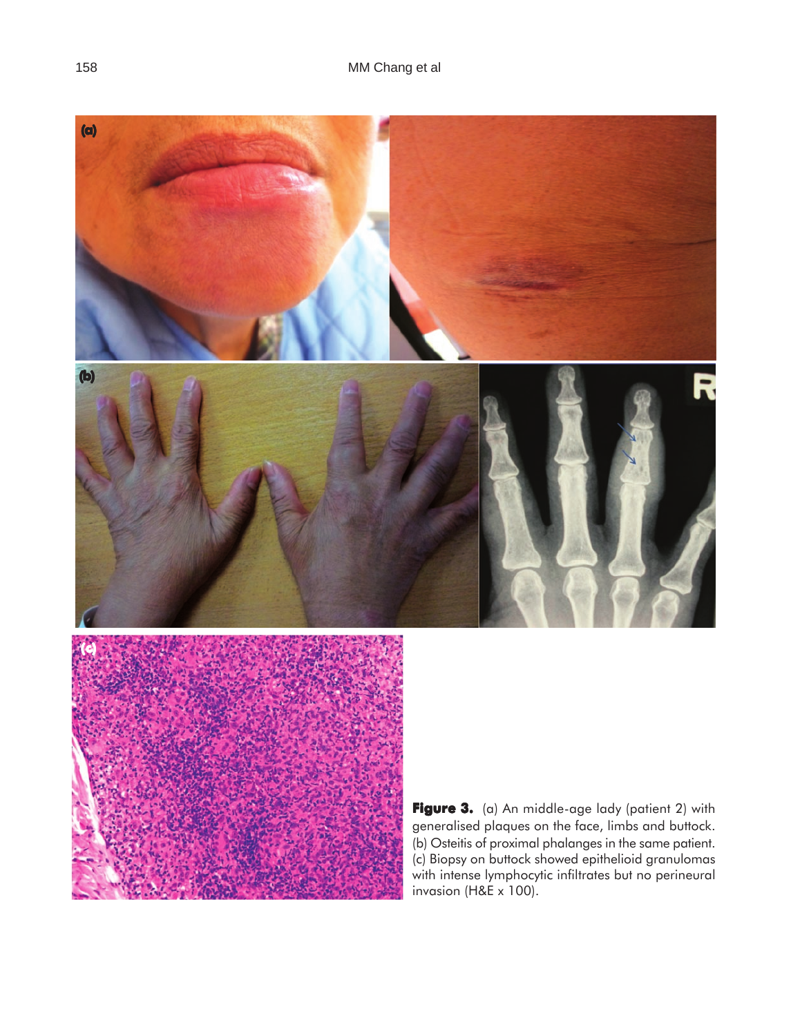**Figure 3.** (a) An middle-age lady (patient 2) with generalised plaques on the face, limbs and buttock. (b) Osteitis of proximal phalanges in the same patient. (c) Biopsy on buttock showed epithelioid granulomas with intense lymphocytic infiltrates but no perineural invasion (H&E x 100).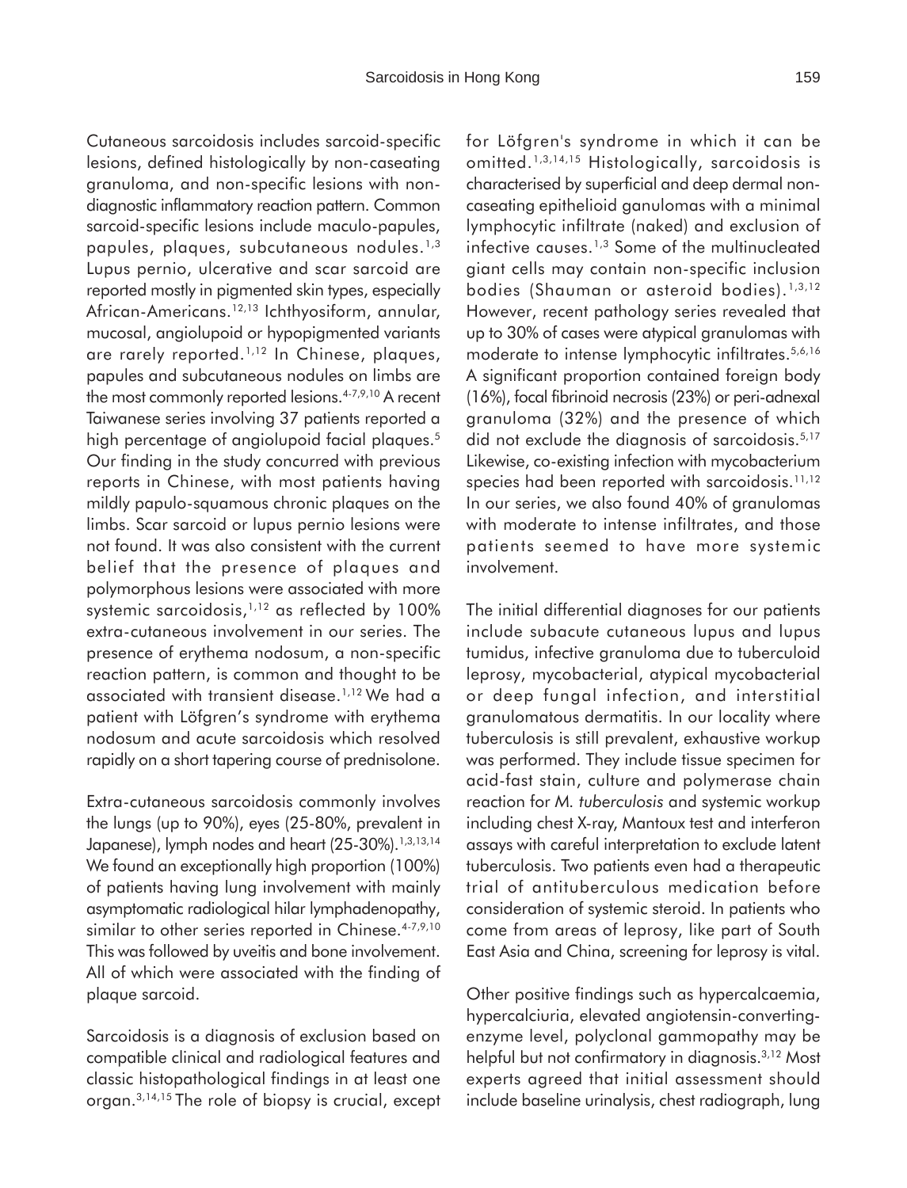Cutaneous sarcoidosis includes sarcoid-specific lesions, defined histologically by non-caseating granuloma, and non-specific lesions with non-diagnostic inflammatory reaction pattern. Common sarcoid-specific lesions include maculo-papules, papules, plaques, subcutaneous nodules.[1,3] Lupus pernio, ulcerative and scar sarcoid are reported mostly in pigmented skin types, especially African-Americans.[12,13] Ichthyosiform, annular, mucosal, angiolupoid or hypopigmented variants are rarely reported.[1,12] In Chinese, plaques, papules and subcutaneous nodules on limbs are the most commonly reported lesions.[4-7,9,10] A recent Taiwanese series involving 37 patients reported a high percentage of angiolupoid facial plaques.[5] Our finding in the study concurred with previous reports in Chinese, with most patients having mildly papulo-squamous chronic plaques on the limbs. Scar sarcoid or lupus pernio lesions were not found. It was also consistent with the current belief that the presence of plaques and polymorphous lesions were associated with more systemic sarcoidosis,[1,12] as reflected by 100% extra-cutaneous involvement in our series. The presence of erythema nodosum, a non-specific reaction pattern, is common and thought to be associated with transient disease.[1,12] We had a patient with Löfgren's syndrome with erythema nodosum and acute sarcoidosis which resolved rapidly on a short tapering course of prednisolone.

Extra-cutaneous sarcoidosis commonly involves the lungs (up to 90%), eyes (25-80%, prevalent in Japanese), lymph nodes and heart (25-30%).[1,3,13,14] We found an exceptionally high proportion (100%) of patients having lung involvement with mainly asymptomatic radiological hilar lymphadenopathy, similar to other series reported in Chinese.[4-7,9,10] This was followed by uveitis and bone involvement. All of which were associated with the finding of plaque sarcoid.

Sarcoidosis is a diagnosis of exclusion based on compatible clinical and radiological features and classic histopathological findings in at least one organ.[3,14,15] The role of biopsy is crucial, except for Löfgren's syndrome in which it can be omitted.[1,3,14,15] Histologically, sarcoidosis is characterised by superficial and deep dermal non-caseating epithelioid ganulomas with a minimal lymphocytic infiltrate (naked) and exclusion of infective causes.[1,3] Some of the multinucleated giant cells may contain non-specific inclusion bodies (Shauman or asteroid bodies).[1,3,12] However, recent pathology series revealed that up to 30% of cases were atypical granulomas with moderate to intense lymphocytic infiltrates.[5,6,16] A significant proportion contained foreign body (16%), focal fibrinoid necrosis (23%) or peri-adnexal granuloma (32%) and the presence of which did not exclude the diagnosis of sarcoidosis.[5,17] Likewise, co-existing infection with mycobacterium species had been reported with sarcoidosis.[11,12] In our series, we also found 40% of granulomas with moderate to intense infiltrates, and those patients seemed to have more systemic involvement.

The initial differential diagnoses for our patients include subacute cutaneous lupus and lupus tumidus, infective granuloma due to tuberculoid leprosy, mycobacterial, atypical mycobacterial or deep fungal infection, and interstitial granulomatous dermatitis. In our locality where tuberculosis is still prevalent, exhaustive workup was performed. They include tissue specimen for acid-fast stain, culture and polymerase chain reaction for *M. tuberculosis* and systemic workup including chest X-ray, Mantoux test and interferon assays with careful interpretation to exclude latent tuberculosis. Two patients even had a therapeutic trial of antituberculous medication before consideration of systemic steroid. In patients who come from areas of leprosy, like part of South East Asia and China, screening for leprosy is vital.

Other positive findings such as hypercalcaemia, hypercalciuria, elevated angiotensin-converting-enzyme level, polyclonal gammopathy may be helpful but not confirmatory in diagnosis.[3,12] Most experts agreed that initial assessment should include baseline urinalysis, chest radiograph, lung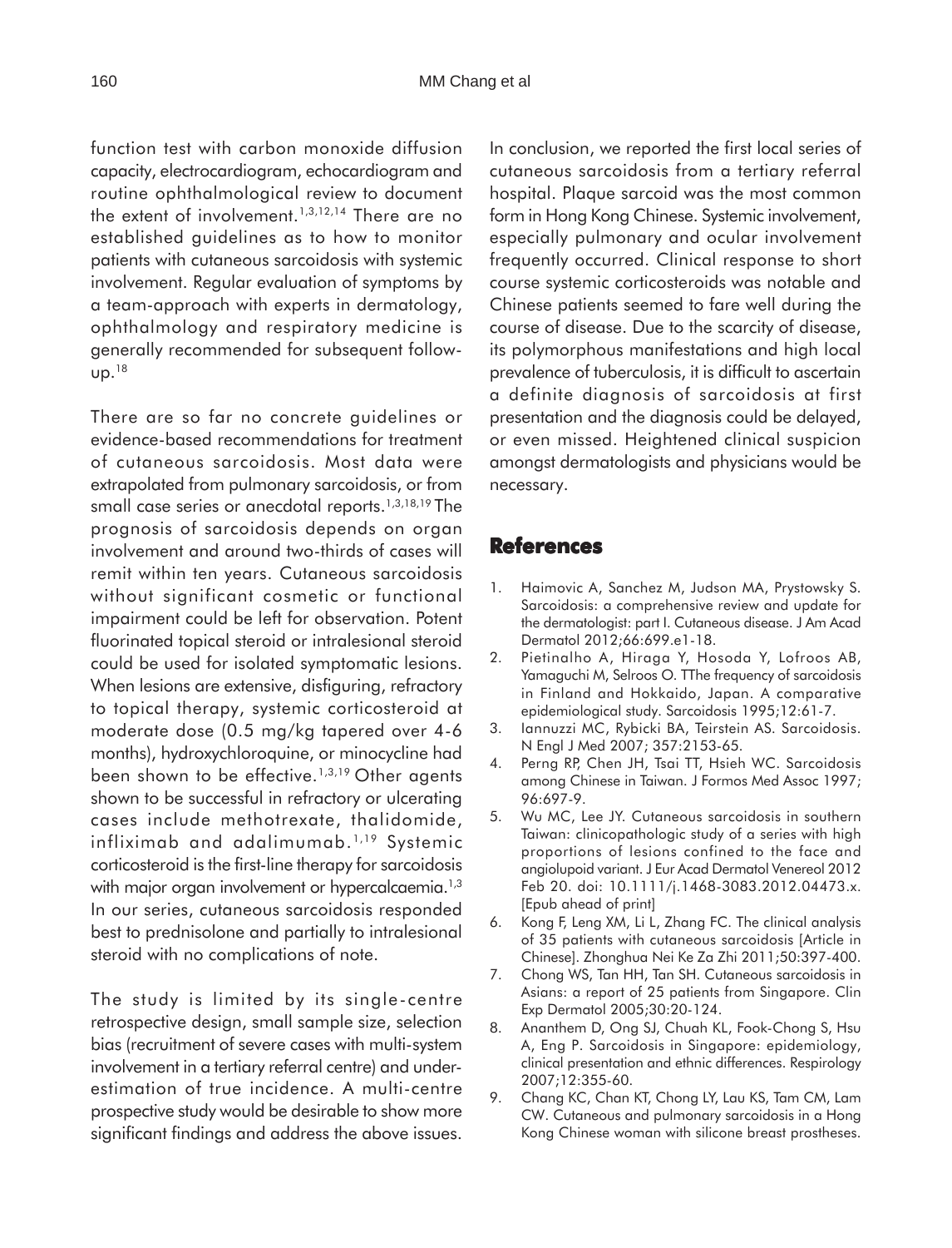function test with carbon monoxide diffusion capacity, electrocardiogram, echocardiogram and routine ophthalmological review to document the extent of involvement.[1,3,12,14] There are no established guidelines as to how to monitor patients with cutaneous sarcoidosis with systemic involvement. Regular evaluation of symptoms by a team-approach with experts in dermatology, ophthalmology and respiratory medicine is generally recommended for subsequent follow-up.[18]

There are so far no concrete guidelines or evidence-based recommendations for treatment of cutaneous sarcoidosis. Most data were extrapolated from pulmonary sarcoidosis, or from small case series or anecdotal reports.[1,3,18,19] The prognosis of sarcoidosis depends on organ involvement and around two-thirds of cases will remit within ten years. Cutaneous sarcoidosis without significant cosmetic or functional impairment could be left for observation. Potent fluorinated topical steroid or intralesional steroid could be used for isolated symptomatic lesions. When lesions are extensive, disfiguring, refractory to topical therapy, systemic corticosteroid at moderate dose (0.5 mg/kg tapered over 4-6 months), hydroxychloroquine, or minocycline had been shown to be effective.[1,3,19] Other agents shown to be successful in refractory or ulcerating cases include methotrexate, thalidomide, infliximab and adalimumab.[1,19] Systemic corticosteroid is the first-line therapy for sarcoidosis with major organ involvement or hypercalcaemia.[1,3] In our series, cutaneous sarcoidosis responded best to prednisolone and partially to intralesional steroid with no complications of note.

The study is limited by its single-centre retrospective design, small sample size, selection bias (recruitment of severe cases with multi-system involvement in a tertiary referral centre) and under-estimation of true incidence. A multi-centre prospective study would be desirable to show more significant findings and address the above issues.

In conclusion, we reported the first local series of cutaneous sarcoidosis from a tertiary referral hospital. Plaque sarcoid was the most common form in Hong Kong Chinese. Systemic involvement, especially pulmonary and ocular involvement frequently occurred. Clinical response to short course systemic corticosteroids was notable and Chinese patients seemed to fare well during the course of disease. Due to the scarcity of disease, its polymorphous manifestations and high local prevalence of tuberculosis, it is difficult to ascertain a definite diagnosis of sarcoidosis at first presentation and the diagnosis could be delayed, or even missed. Heightened clinical suspicion amongst dermatologists and physicians would be necessary.

## References

1. Haimovic A, Sanchez M, Judson MA, Prystowsky S. Sarcoidosis: a comprehensive review and update for the dermatologist: part I. Cutaneous disease. J Am Acad Dermatol 2012;66:699.e1-18.
2. Pietinalho A, Hiraga Y, Hosoda Y, Lofroos AB, Yamaguchi M, Selroos O. TThe frequency of sarcoidosis in Finland and Hokkaido, Japan. A comparative epidemiological study. Sarcoidosis 1995;12:61-7.
3. Iannuzzi MC, Rybicki BA, Teirstein AS. Sarcoidosis. N Engl J Med 2007; 357:2153-65.
4. Perng RP, Chen JH, Tsai TT, Hsieh WC. Sarcoidosis among Chinese in Taiwan. J Formos Med Assoc 1997; 96:697-9.
5. Wu MC, Lee JY. Cutaneous sarcoidosis in southern Taiwan: clinicopathologic study of a series with high proportions of lesions confined to the face and angiolupoid variant. J Eur Acad Dermatol Venereol 2012 Feb 20. doi: 10.1111/j.1468-3083.2012.04473.x. [Epub ahead of print]
6. Kong F, Leng XM, Li L, Zhang FC. The clinical analysis of 35 patients with cutaneous sarcoidosis [Article in Chinese]. Zhonghua Nei Ke Za Zhi 2011;50:397-400.
7. Chong WS, Tan HH, Tan SH. Cutaneous sarcoidosis in Asians: a report of 25 patients from Singapore. Clin Exp Dermatol 2005;30:20-124.
8. Ananthem D, Ong SJ, Chuah KL, Fook-Chong S, Hsu A, Eng P. Sarcoidosis in Singapore: epidemiology, clinical presentation and ethnic differences. Respirology 2007;12:355-60.
9. Chang KC, Chan KT, Chong LY, Lau KS, Tam CM, Lam CW. Cutaneous and pulmonary sarcoidosis in a Hong Kong Chinese woman with silicone breast prostheses.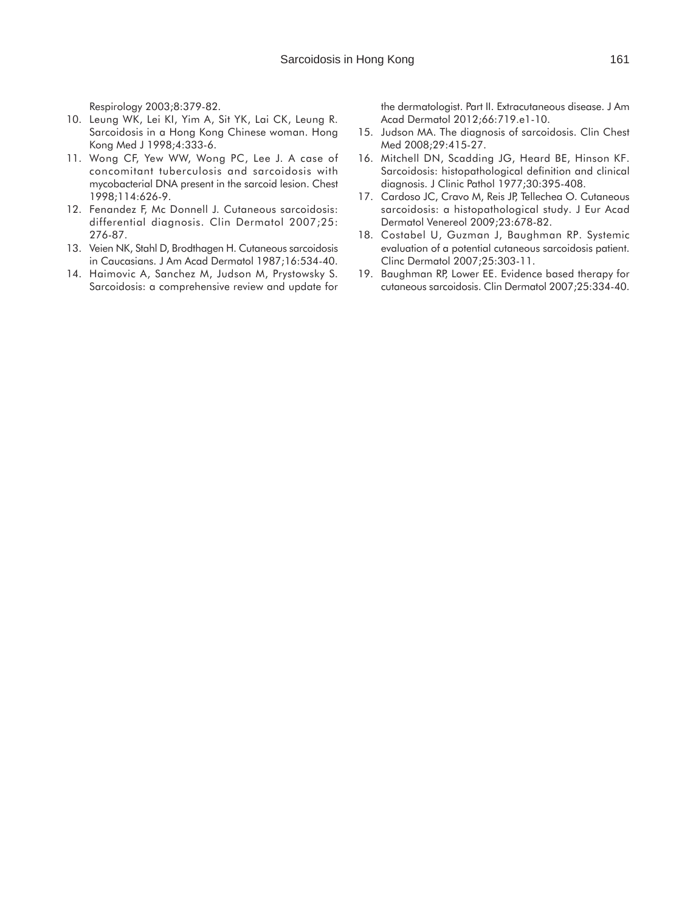Respirology 2003;8:379-82.

10. Leung WK, Lei KI, Yim A, Sit YK, Lai CK, Leung R. Sarcoidosis in a Hong Kong Chinese woman. Hong Kong Med J 1998;4:333-6.
11. Wong CF, Yew WW, Wong PC, Lee J. A case of concomitant tuberculosis and sarcoidosis with mycobacterial DNA present in the sarcoid lesion. Chest 1998;114:626-9.
12. Fenandez F, Mc Donnell J. Cutaneous sarcoidosis: differential diagnosis. Clin Dermatol 2007;25: 276-87.
13. Veien NK, Stahl D, Brodthagen H. Cutaneous sarcoidosis in Caucasians. J Am Acad Dermatol 1987;16:534-40.
14. Haimovic A, Sanchez M, Judson M, Prystowsky S. Sarcoidosis: a comprehensive review and update for the dermatologist. Part II. Extracutaneous disease. J Am Acad Dermatol 2012;66:719.e1-10.
15. Judson MA. The diagnosis of sarcoidosis. Clin Chest Med 2008;29:415-27.
16. Mitchell DN, Scadding JG, Heard BE, Hinson KF. Sarcoidosis: histopathological definition and clinical diagnosis. J Clinic Pathol 1977;30:395-408.
17. Cardoso JC, Cravo M, Reis JP, Tellechea O. Cutaneous sarcoidosis: a histopathological study. J Eur Acad Dermatol Venereol 2009;23:678-82.
18. Costabel U, Guzman J, Baughman RP. Systemic evaluation of a potential cutaneous sarcoidosis patient. Clinc Dermatol 2007;25:303-11.
19. Baughman RP, Lower EE. Evidence based therapy for cutaneous sarcoidosis. Clin Dermatol 2007;25:334-40.